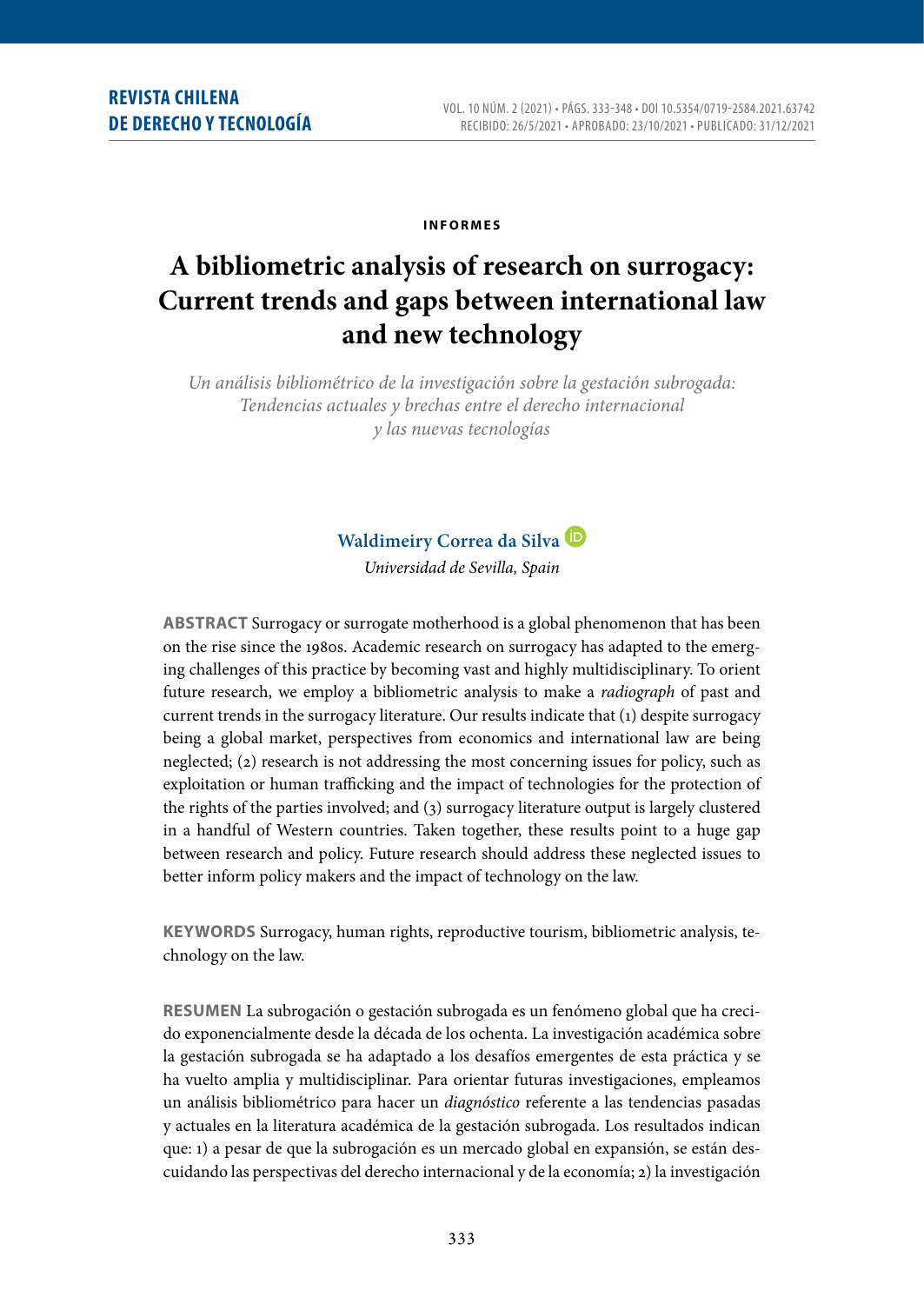**INFORMES**

# A bibliometric analysis of research on surrogacy: Current trends and gaps between international law and new technology

*Un análisis bibliométrico de la investigación sobre la gestación subrogada: Tendencias actuales y brechas entre el derecho internacional y las nuevas tecnologías*

**Waldimeiry Correa da Silva**

*Universidad de Sevilla, Spain*

**ABSTRACT** Surrogacy or surrogate motherhood is a global phenomenon that has been on the rise since the 1980s. Academic research on surrogacy has adapted to the emerging challenges of this practice by becoming vast and highly multidisciplinary. To orient future research, we employ a bibliometric analysis to make a *radiograph* of past and current trends in the surrogacy literature. Our results indicate that (1) despite surrogacy being a global market, perspectives from economics and international law are being neglected; (2) research is not addressing the most concerning issues for policy, such as exploitation or human trafficking and the impact of technologies for the protection of the rights of the parties involved; and (3) surrogacy literature output is largely clustered in a handful of Western countries. Taken together, these results point to a huge gap between research and policy. Future research should address these neglected issues to better inform policy makers and the impact of technology on the law.

**KEYWORDS** Surrogacy, human rights, reproductive tourism, bibliometric analysis, technology on the law.

**RESUMEN** La subrogación o gestación subrogada es un fenómeno global que ha crecido exponencialmente desde la década de los ochenta. La investigación académica sobre la gestación subrogada se ha adaptado a los desafíos emergentes de esta práctica y se ha vuelto amplia y multidisciplinar. Para orientar futuras investigaciones, empleamos un análisis bibliométrico para hacer un *diagnóstico* referente a las tendencias pasadas y actuales en la literatura académica de la gestación subrogada. Los resultados indican que: 1) a pesar de que la subrogación es un mercado global en expansión, se están descuidando las perspectivas del derecho internacional y de la economía; 2) la investigación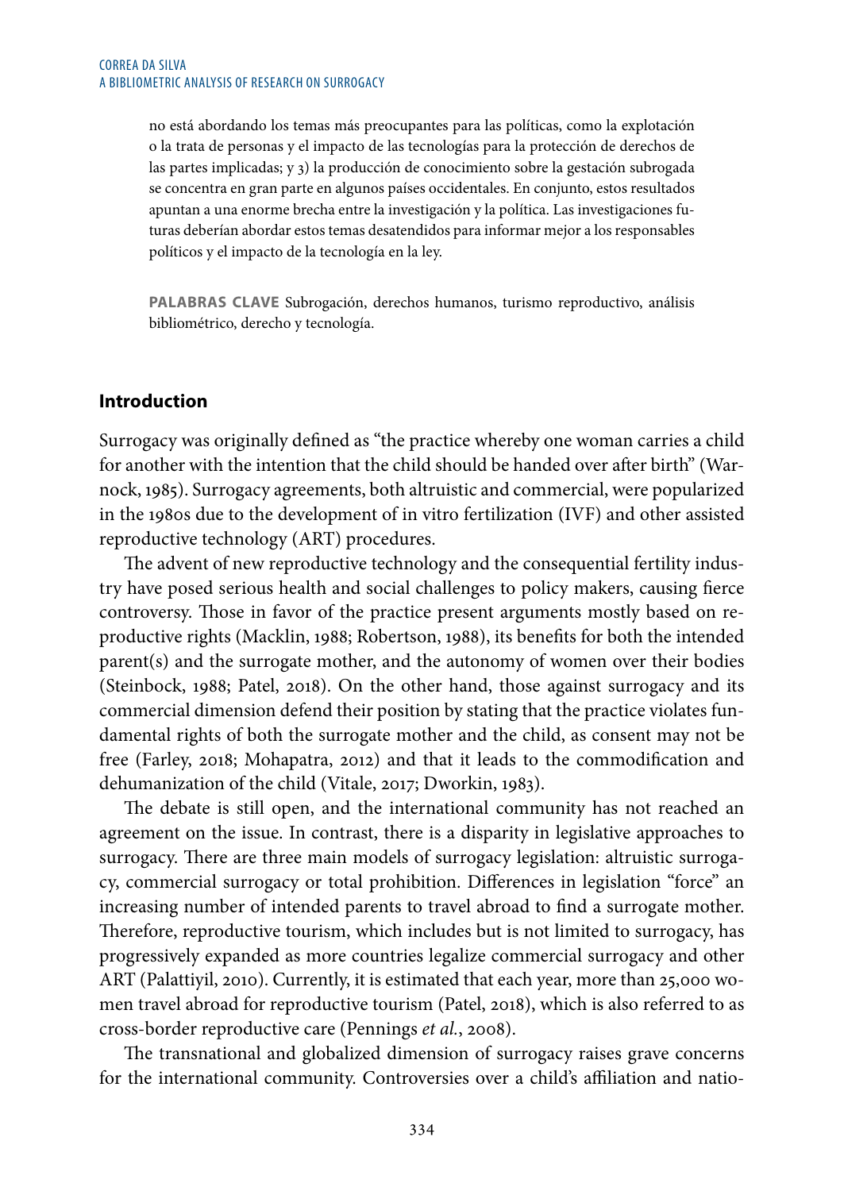no está abordando los temas más preocupantes para las políticas, como la explotación o la trata de personas y el impacto de las tecnologías para la protección de derechos de las partes implicadas; y 3) la producción de conocimiento sobre la gestación subrogada se concentra en gran parte en algunos países occidentales. En conjunto, estos resultados apuntan a una enorme brecha entre la investigación y la política. Las investigaciones futuras deberían abordar estos temas desatendidos para informar mejor a los responsables políticos y el impacto de la tecnología en la ley.

**PALABRAS CLAVE** Subrogación, derechos humanos, turismo reproductivo, análisis bibliométrico, derecho y tecnología.

## Introduction

Surrogacy was originally defined as "the practice whereby one woman carries a child for another with the intention that the child should be handed over after birth" (Warnock, 1985). Surrogacy agreements, both altruistic and commercial, were popularized in the 1980s due to the development of in vitro fertilization (IVF) and other assisted reproductive technology (ART) procedures.

The advent of new reproductive technology and the consequential fertility industry have posed serious health and social challenges to policy makers, causing fierce controversy. Those in favor of the practice present arguments mostly based on reproductive rights (Macklin, 1988; Robertson, 1988), its benefits for both the intended parent(s) and the surrogate mother, and the autonomy of women over their bodies (Steinbock, 1988; Patel, 2018). On the other hand, those against surrogacy and its commercial dimension defend their position by stating that the practice violates fundamental rights of both the surrogate mother and the child, as consent may not be free (Farley, 2018; Mohapatra, 2012) and that it leads to the commodification and dehumanization of the child (Vitale, 2017; Dworkin, 1983).

The debate is still open, and the international community has not reached an agreement on the issue. In contrast, there is a disparity in legislative approaches to surrogacy. There are three main models of surrogacy legislation: altruistic surrogacy, commercial surrogacy or total prohibition. Differences in legislation "force" an increasing number of intended parents to travel abroad to find a surrogate mother. Therefore, reproductive tourism, which includes but is not limited to surrogacy, has progressively expanded as more countries legalize commercial surrogacy and other ART (Palattiyil, 2010). Currently, it is estimated that each year, more than 25,000 women travel abroad for reproductive tourism (Patel, 2018), which is also referred to as cross-border reproductive care (Pennings *et al.*, 2008).

The transnational and globalized dimension of surrogacy raises grave concerns for the international community. Controversies over a child's affiliation and natio-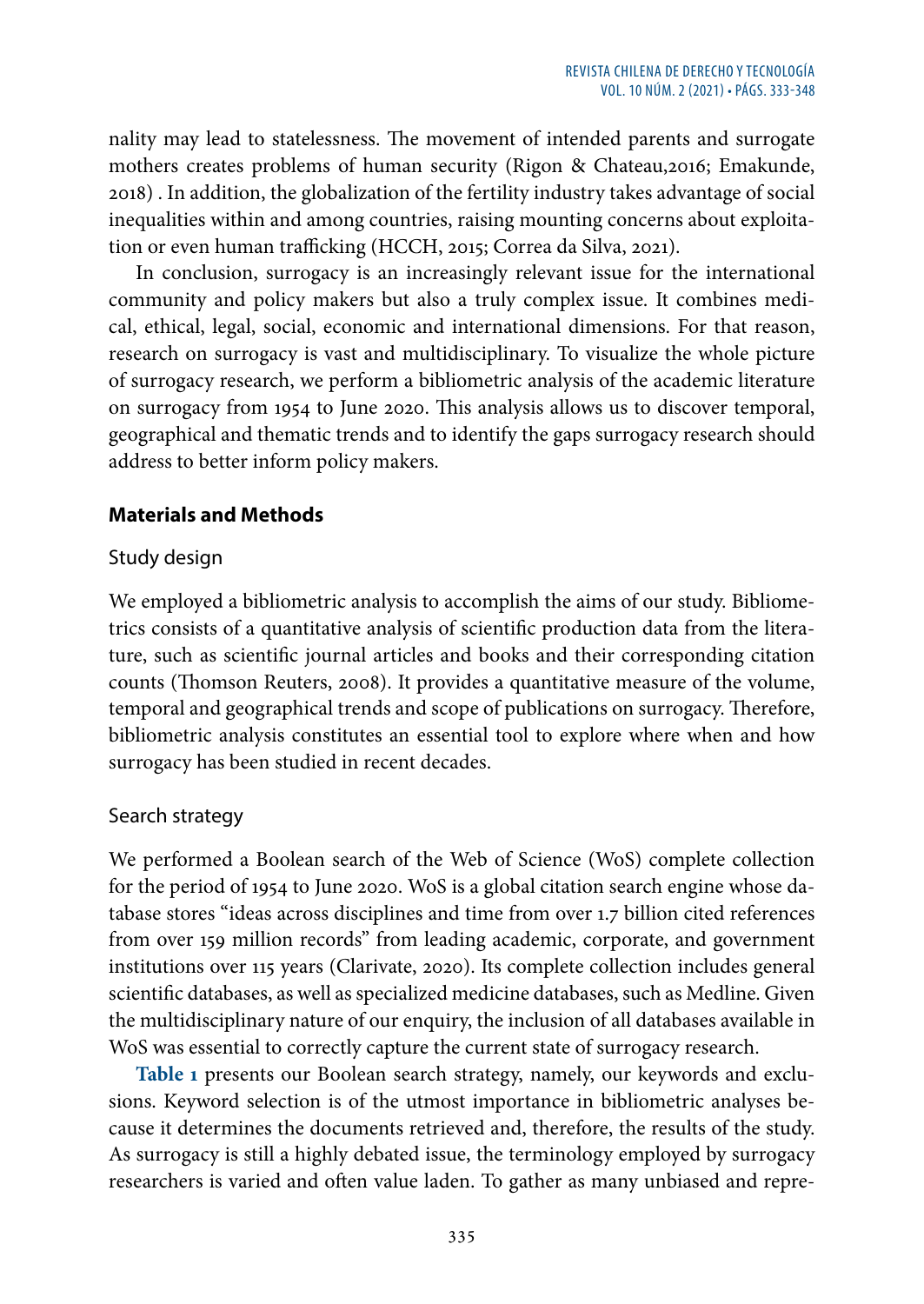nality may lead to statelessness. The movement of intended parents and surrogate mothers creates problems of human security (Rigon & Chateau,2016; Emakunde, 2018) . In addition, the globalization of the fertility industry takes advantage of social inequalities within and among countries, raising mounting concerns about exploitation or even human trafficking (HCCH, 2015; Correa da Silva, 2021).

In conclusion, surrogacy is an increasingly relevant issue for the international community and policy makers but also a truly complex issue. It combines medical, ethical, legal, social, economic and international dimensions. For that reason, research on surrogacy is vast and multidisciplinary. To visualize the whole picture of surrogacy research, we perform a bibliometric analysis of the academic literature on surrogacy from 1954 to June 2020. This analysis allows us to discover temporal, geographical and thematic trends and to identify the gaps surrogacy research should address to better inform policy makers.

## Materials and Methods

### Study design

We employed a bibliometric analysis to accomplish the aims of our study. Bibliometrics consists of a quantitative analysis of scientific production data from the literature, such as scientific journal articles and books and their corresponding citation counts (Thomson Reuters, 2008). It provides a quantitative measure of the volume, temporal and geographical trends and scope of publications on surrogacy. Therefore, bibliometric analysis constitutes an essential tool to explore where when and how surrogacy has been studied in recent decades.

### Search strategy

We performed a Boolean search of the Web of Science (WoS) complete collection for the period of 1954 to June 2020. WoS is a global citation search engine whose database stores "ideas across disciplines and time from over 1.7 billion cited references from over 159 million records" from leading academic, corporate, and government institutions over 115 years (Clarivate, 2020). Its complete collection includes general scientific databases, as well as specialized medicine databases, such as Medline. Given the multidisciplinary nature of our enquiry, the inclusion of all databases available in WoS was essential to correctly capture the current state of surrogacy research.

**Table 1** presents our Boolean search strategy, namely, our keywords and exclusions. Keyword selection is of the utmost importance in bibliometric analyses because it determines the documents retrieved and, therefore, the results of the study. As surrogacy is still a highly debated issue, the terminology employed by surrogacy researchers is varied and often value laden. To gather as many unbiased and repre-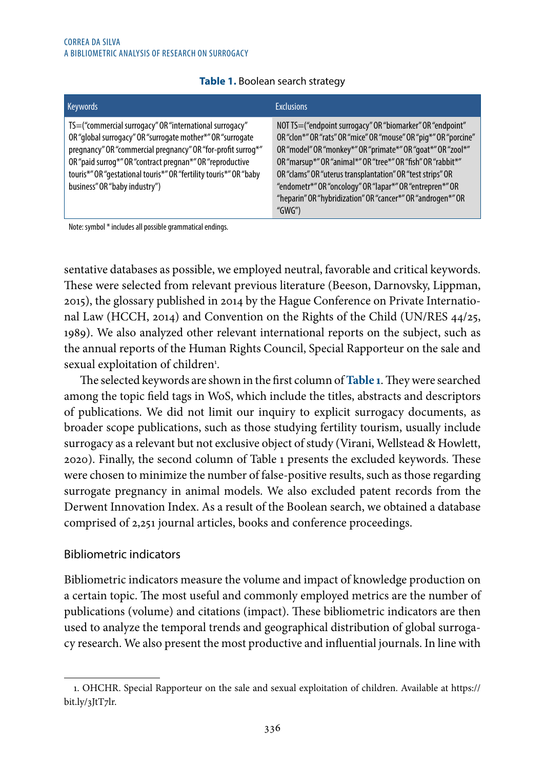**Table 1.** Boolean search strategy

| Keywords | Exclusions |
|---|---|
| TS=("commercial surrogacy" OR "international surrogacy" OR "global surrogacy" OR "surrogate mother*" OR "surrogate pregnancy" OR "commercial pregnancy" OR "for-profit surrog*" OR "paid surrog*" OR "contract pregnan*" OR "reproductive touris*" OR "gestational touris*" OR "fertility touris*" OR "baby business" OR "baby industry") | NOT TS=("endpoint surrogacy" OR "biomarker" OR "endpoint" OR "clon*" OR "rats" OR "mice" OR "mouse" OR "pig*" OR "porcine" OR "model" OR "monkey*" OR "primate*" OR "goat*" OR "zool*" OR "marsup*" OR "animal*" OR "tree*" OR "fish" OR "rabbit*" OR "clams" OR "uterus transplantation" OR "test strips" OR "endometr*" OR "oncology" OR "lapar*" OR "entrepren*" OR "heparin" OR "hybridization" OR "cancer*" OR "androgen*" OR "GWG") |

Note: symbol * includes all possible grammatical endings.

sentative databases as possible, we employed neutral, favorable and critical keywords. These were selected from relevant previous literature (Beeson, Darnovsky, Lippman, 2015), the glossary published in 2014 by the Hague Conference on Private International Law (HCCH, 2014) and Convention on the Rights of the Child (UN/RES 44/25, 1989). We also analyzed other relevant international reports on the subject, such as the annual reports of the Human Rights Council, Special Rapporteur on the sale and sexual exploitation of children[1].

The selected keywords are shown in the first column of **Table 1**. They were searched among the topic field tags in WoS, which include the titles, abstracts and descriptors of publications. We did not limit our inquiry to explicit surrogacy documents, as broader scope publications, such as those studying fertility tourism, usually include surrogacy as a relevant but not exclusive object of study (Virani, Wellstead & Howlett, 2020). Finally, the second column of Table 1 presents the excluded keywords. These were chosen to minimize the number of false-positive results, such as those regarding surrogate pregnancy in animal models. We also excluded patent records from the Derwent Innovation Index. As a result of the Boolean search, we obtained a database comprised of 2,251 journal articles, books and conference proceedings.

## Bibliometric indicators

Bibliometric indicators measure the volume and impact of knowledge production on a certain topic. The most useful and commonly employed metrics are the number of publications (volume) and citations (impact). These bibliometric indicators are then used to analyze the temporal trends and geographical distribution of global surrogacy research. We also present the most productive and influential journals. In line with

1. OHCHR. Special Rapporteur on the sale and sexual exploitation of children. Available at https://bit.ly/3JtT7lr.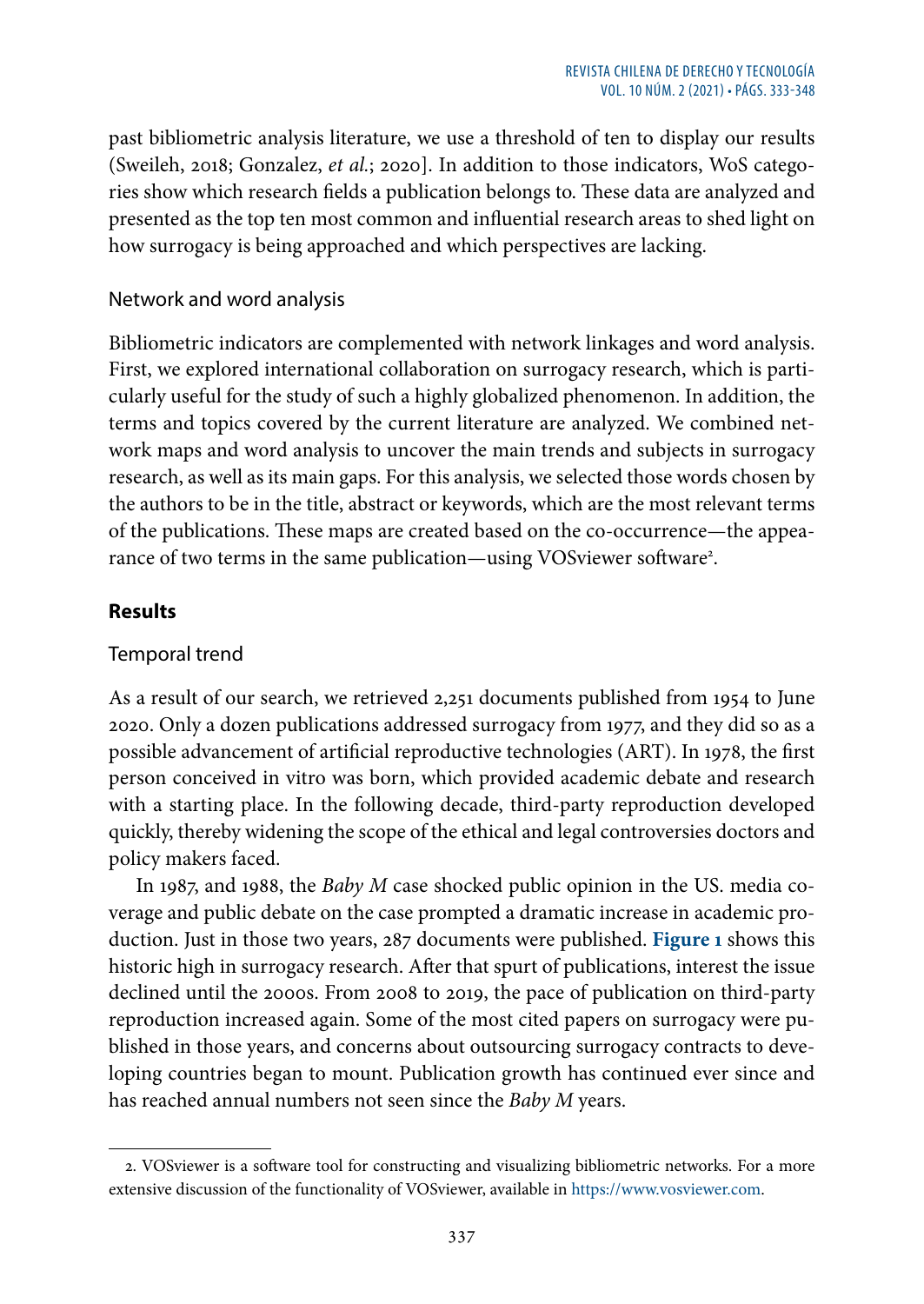past bibliometric analysis literature, we use a threshold of ten to display our results (Sweileh, 2018; Gonzalez, *et al.*; 2020]. In addition to those indicators, WoS categories show which research fields a publication belongs to. These data are analyzed and presented as the top ten most common and influential research areas to shed light on how surrogacy is being approached and which perspectives are lacking.

### Network and word analysis

Bibliometric indicators are complemented with network linkages and word analysis. First, we explored international collaboration on surrogacy research, which is particularly useful for the study of such a highly globalized phenomenon. In addition, the terms and topics covered by the current literature are analyzed. We combined network maps and word analysis to uncover the main trends and subjects in surrogacy research, as well as its main gaps. For this analysis, we selected those words chosen by the authors to be in the title, abstract or keywords, which are the most relevant terms of the publications. These maps are created based on the co-occurrence—the appearance of two terms in the same publication—using VOSviewer software[2].

## Results

### Temporal trend

As a result of our search, we retrieved 2,251 documents published from 1954 to June 2020. Only a dozen publications addressed surrogacy from 1977, and they did so as a possible advancement of artificial reproductive technologies (ART). In 1978, the first person conceived in vitro was born, which provided academic debate and research with a starting place. In the following decade, third-party reproduction developed quickly, thereby widening the scope of the ethical and legal controversies doctors and policy makers faced.

In 1987, and 1988, the *Baby M* case shocked public opinion in the US. media coverage and public debate on the case prompted a dramatic increase in academic production. Just in those two years, 287 documents were published. **Figure 1** shows this historic high in surrogacy research. After that spurt of publications, interest the issue declined until the 2000s. From 2008 to 2019, the pace of publication on third-party reproduction increased again. Some of the most cited papers on surrogacy were published in those years, and concerns about outsourcing surrogacy contracts to developing countries began to mount. Publication growth has continued ever since and has reached annual numbers not seen since the *Baby M* years.

2. VOSviewer is a software tool for constructing and visualizing bibliometric networks. For a more extensive discussion of the functionality of VOSviewer, available in https://www.vosviewer.com.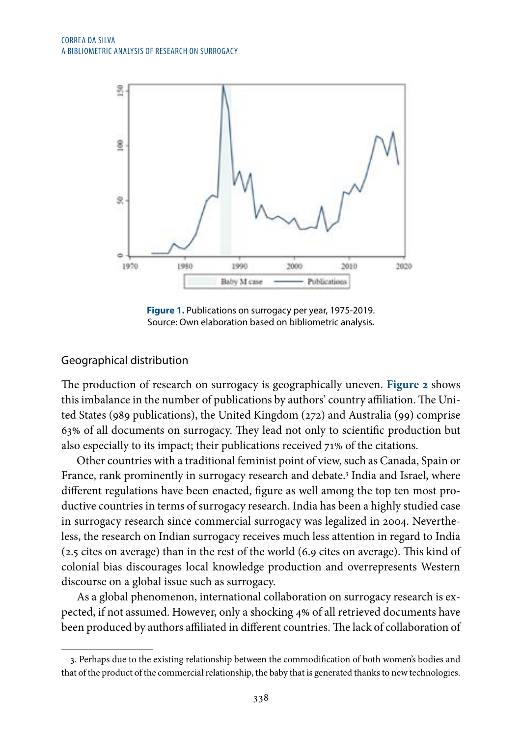**Figure 1.** Publications on surrogacy per year, 1975-2019.
Source: Own elaboration based on bibliometric analysis.

## Geographical distribution

The production of research on surrogacy is geographically uneven. **Figure 2** shows this imbalance in the number of publications by authors' country affiliation. The United States (989 publications), the United Kingdom (272) and Australia (99) comprise 63% of all documents on surrogacy. They lead not only to scientific production but also especially to its impact; their publications received 71% of the citations.

Other countries with a traditional feminist point of view, such as Canada, Spain or France, rank prominently in surrogacy research and debate.[3] India and Israel, where different regulations have been enacted, figure as well among the top ten most productive countries in terms of surrogacy research. India has been a highly studied case in surrogacy research since commercial surrogacy was legalized in 2004. Nevertheless, the research on Indian surrogacy receives much less attention in regard to India (2.5 cites on average) than in the rest of the world (6.9 cites on average). This kind of colonial bias discourages local knowledge production and overrepresents Western discourse on a global issue such as surrogacy.

As a global phenomenon, international collaboration on surrogacy research is expected, if not assumed. However, only a shocking 4% of all retrieved documents have been produced by authors affiliated in different countries. The lack of collaboration of

---

3. Perhaps due to the existing relationship between the commodification of both women's bodies and that of the product of the commercial relationship, the baby that is generated thanks to new technologies.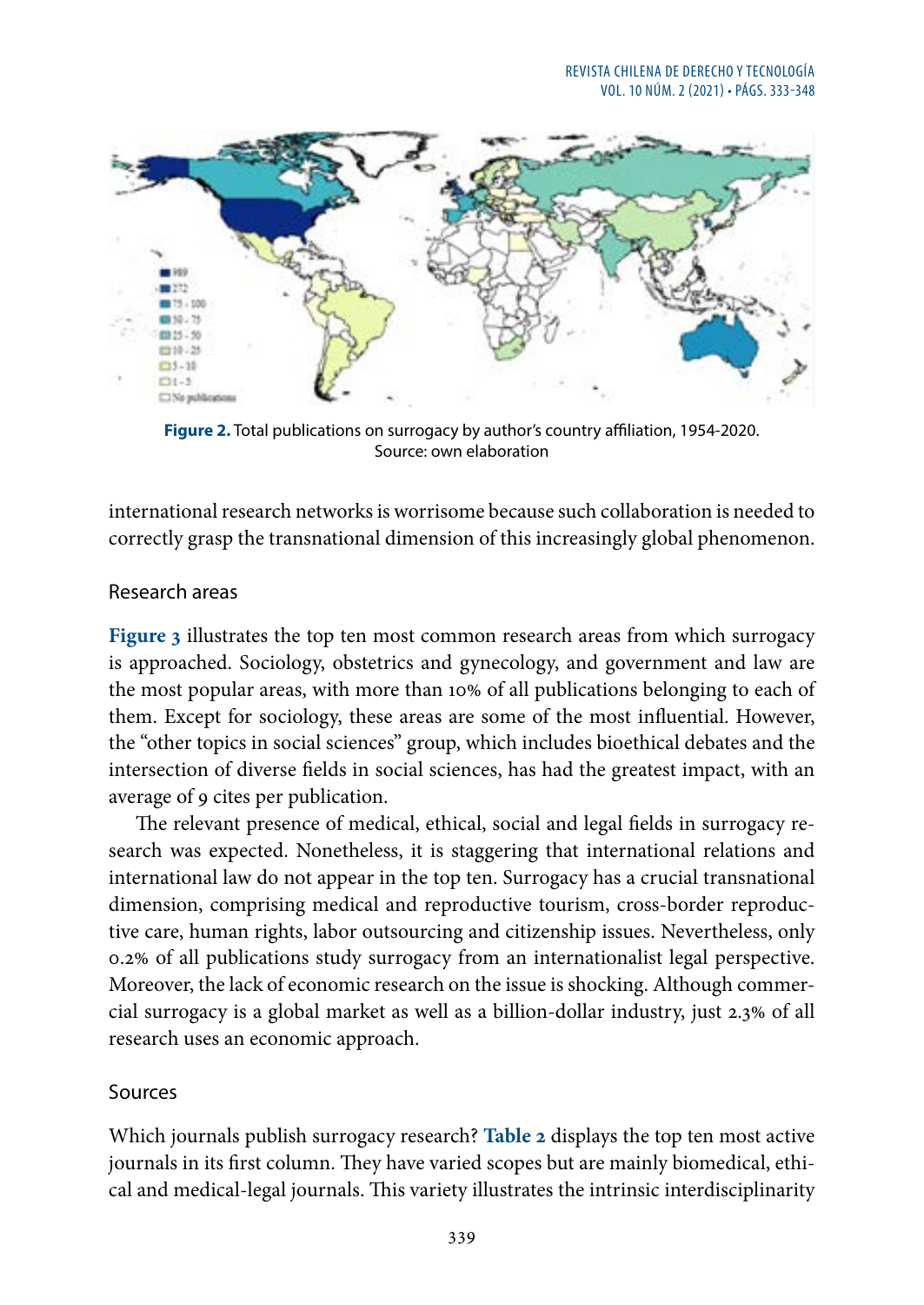**Figure 2.** Total publications on surrogacy by author's country affiliation, 1954-2020. Source: own elaboration

international research networks is worrisome because such collaboration is needed to correctly grasp the transnational dimension of this increasingly global phenomenon.

### Research areas

**Figure 3** illustrates the top ten most common research areas from which surrogacy is approached. Sociology, obstetrics and gynecology, and government and law are the most popular areas, with more than 10% of all publications belonging to each of them. Except for sociology, these areas are some of the most influential. However, the "other topics in social sciences" group, which includes bioethical debates and the intersection of diverse fields in social sciences, has had the greatest impact, with an average of 9 cites per publication.

The relevant presence of medical, ethical, social and legal fields in surrogacy research was expected. Nonetheless, it is staggering that international relations and international law do not appear in the top ten. Surrogacy has a crucial transnational dimension, comprising medical and reproductive tourism, cross-border reproductive care, human rights, labor outsourcing and citizenship issues. Nevertheless, only 0.2% of all publications study surrogacy from an internationalist legal perspective. Moreover, the lack of economic research on the issue is shocking. Although commercial surrogacy is a global market as well as a billion-dollar industry, just 2.3% of all research uses an economic approach.

### Sources

Which journals publish surrogacy research? **Table 2** displays the top ten most active journals in its first column. They have varied scopes but are mainly biomedical, ethical and medical-legal journals. This variety illustrates the intrinsic interdisciplinarity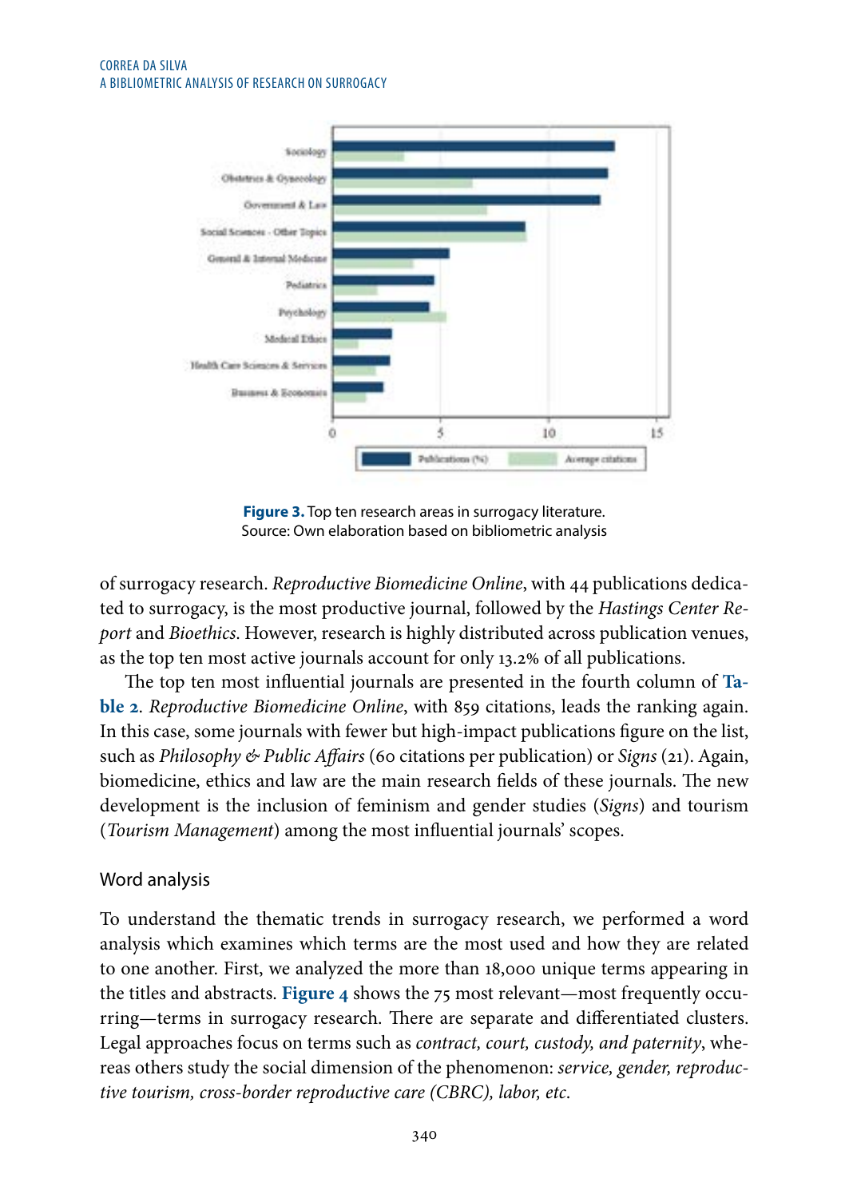**Figure 3.** Top ten research areas in surrogacy literature.
Source: Own elaboration based on bibliometric analysis

of surrogacy research. *Reproductive Biomedicine Online*, with 44 publications dedicated to surrogacy, is the most productive journal, followed by the *Hastings Center Report* and *Bioethics*. However, research is highly distributed across publication venues, as the top ten most active journals account for only 13.2% of all publications.

The top ten most influential journals are presented in the fourth column of **Table 2**. *Reproductive Biomedicine Online*, with 859 citations, leads the ranking again. In this case, some journals with fewer but high-impact publications figure on the list, such as *Philosophy & Public Affairs* (60 citations per publication) or *Signs* (21). Again, biomedicine, ethics and law are the main research fields of these journals. The new development is the inclusion of feminism and gender studies (*Signs*) and tourism (*Tourism Management*) among the most influential journals' scopes.

## Word analysis

To understand the thematic trends in surrogacy research, we performed a word analysis which examines which terms are the most used and how they are related to one another. First, we analyzed the more than 18,000 unique terms appearing in the titles and abstracts. **Figure 4** shows the 75 most relevant—most frequently occurring—terms in surrogacy research. There are separate and differentiated clusters. Legal approaches focus on terms such as *contract, court, custody, and paternity*, whereas others study the social dimension of the phenomenon: *service, gender, reproductive tourism, cross-border reproductive care (CBRC), labor, etc.*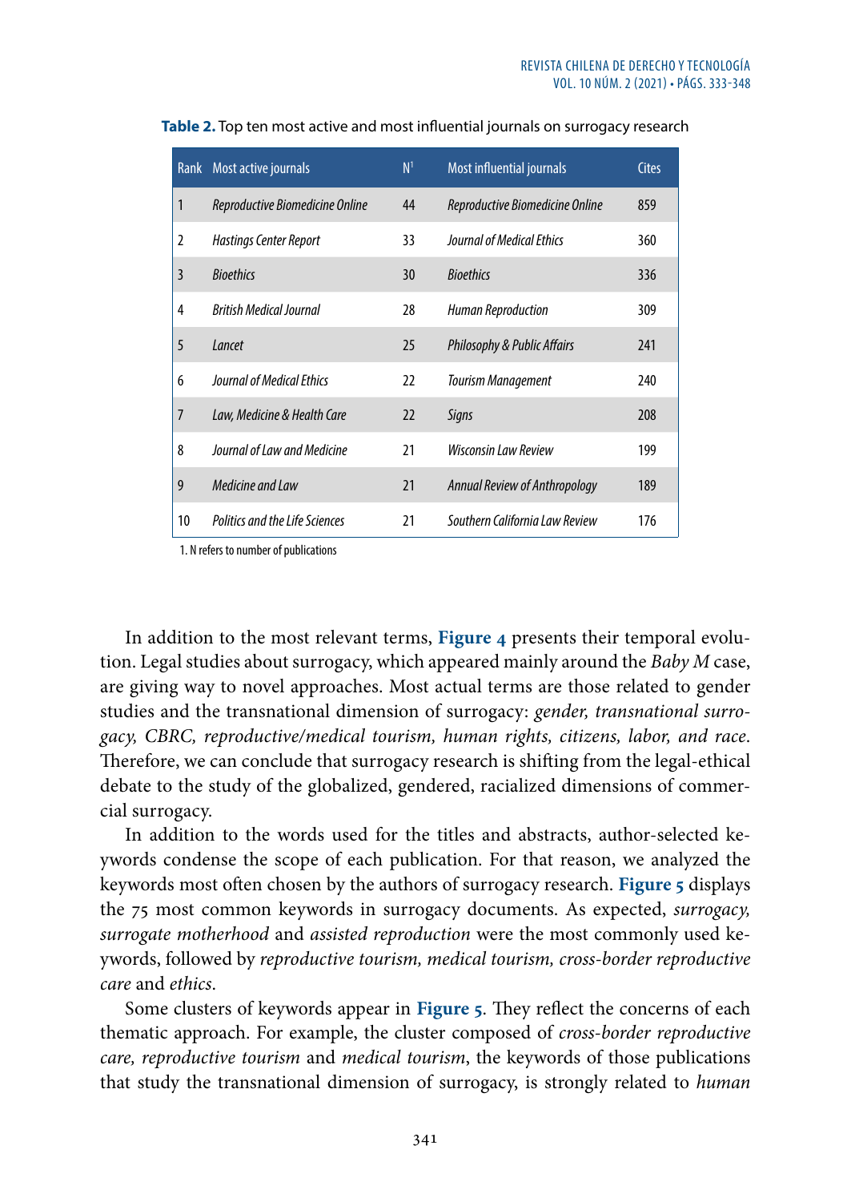**Table 2.** Top ten most active and most influential journals on surrogacy research

| Rank | Most active journals | N[1] | Most influential journals | Cites |
|---|---|---|---|---|
| 1 | *Reproductive Biomedicine Online* | 44 | *Reproductive Biomedicine Online* | 859 |
| 2 | *Hastings Center Report* | 33 | *Journal of Medical Ethics* | 360 |
| 3 | *Bioethics* | 30 | *Bioethics* | 336 |
| 4 | *British Medical Journal* | 28 | *Human Reproduction* | 309 |
| 5 | *Lancet* | 25 | *Philosophy & Public Affairs* | 241 |
| 6 | *Journal of Medical Ethics* | 22 | *Tourism Management* | 240 |
| 7 | *Law, Medicine & Health Care* | 22 | *Signs* | 208 |
| 8 | *Journal of Law and Medicine* | 21 | *Wisconsin Law Review* | 199 |
| 9 | *Medicine and Law* | 21 | *Annual Review of Anthropology* | 189 |
| 10 | *Politics and the Life Sciences* | 21 | *Southern California Law Review* | 176 |

1. N refers to number of publications

In addition to the most relevant terms, **Figure 4** presents their temporal evolution. Legal studies about surrogacy, which appeared mainly around the *Baby M* case, are giving way to novel approaches. Most actual terms are those related to gender studies and the transnational dimension of surrogacy: *gender, transnational surrogacy, CBRC, reproductive/medical tourism, human rights, citizens, labor, and race*. Therefore, we can conclude that surrogacy research is shifting from the legal-ethical debate to the study of the globalized, gendered, racialized dimensions of commercial surrogacy.

In addition to the words used for the titles and abstracts, author-selected keywords condense the scope of each publication. For that reason, we analyzed the keywords most often chosen by the authors of surrogacy research. **Figure 5** displays the 75 most common keywords in surrogacy documents. As expected, *surrogacy, surrogate motherhood* and *assisted reproduction* were the most commonly used keywords, followed by *reproductive tourism, medical tourism, cross-border reproductive care* and *ethics*.

Some clusters of keywords appear in **Figure 5**. They reflect the concerns of each thematic approach. For example, the cluster composed of *cross-border reproductive care, reproductive tourism* and *medical tourism*, the keywords of those publications that study the transnational dimension of surrogacy, is strongly related to *human*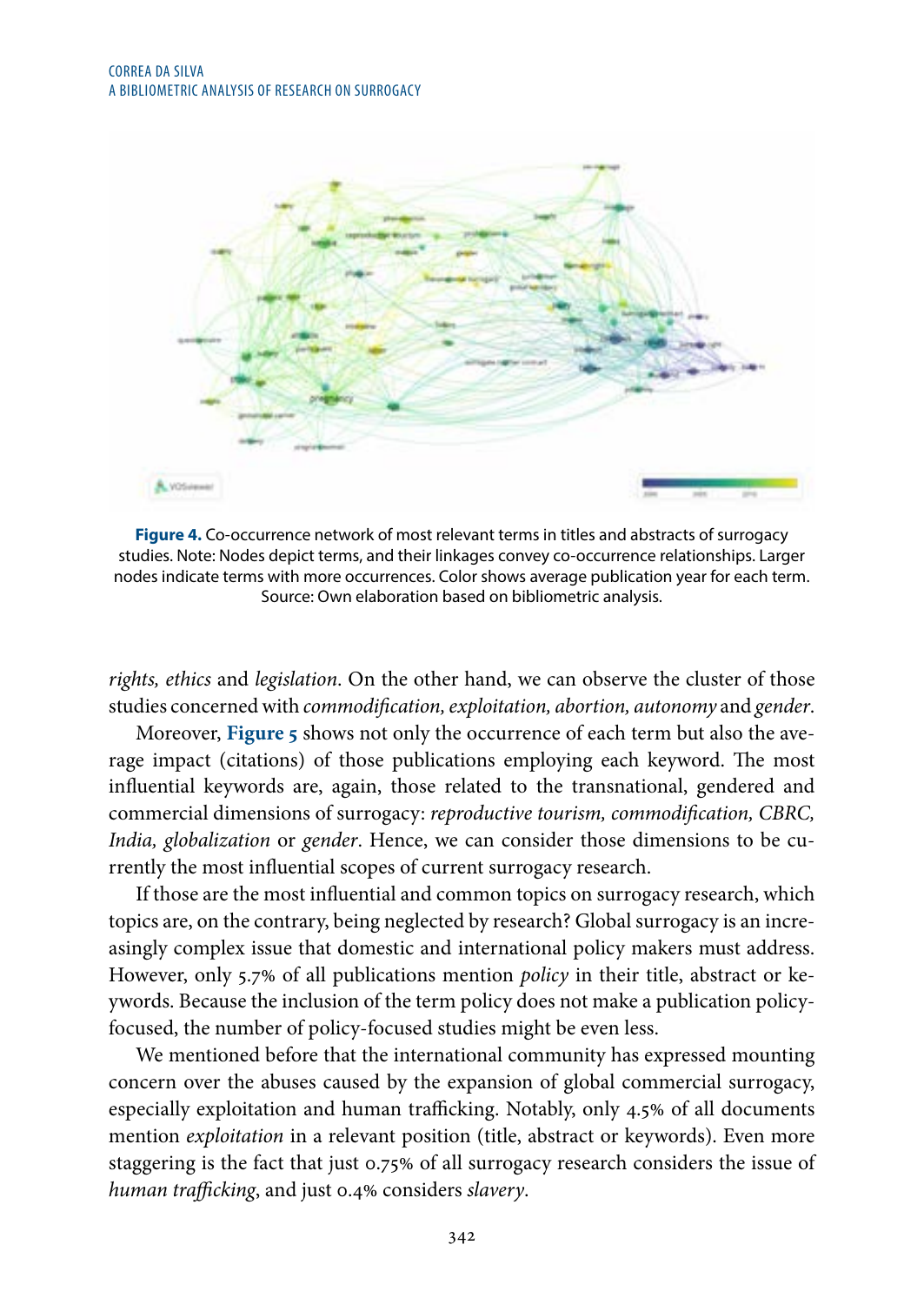**Figure 4.** Co-occurrence network of most relevant terms in titles and abstracts of surrogacy studies. Note: Nodes depict terms, and their linkages convey co-occurrence relationships. Larger nodes indicate terms with more occurrences. Color shows average publication year for each term. Source: Own elaboration based on bibliometric analysis.

*rights, ethics* and *legislation*. On the other hand, we can observe the cluster of those studies concerned with *commodification, exploitation, abortion, autonomy* and *gender*.

Moreover, **Figure 5** shows not only the occurrence of each term but also the average impact (citations) of those publications employing each keyword. The most influential keywords are, again, those related to the transnational, gendered and commercial dimensions of surrogacy: *reproductive tourism, commodification, CBRC, India, globalization* or *gender*. Hence, we can consider those dimensions to be currently the most influential scopes of current surrogacy research.

If those are the most influential and common topics on surrogacy research, which topics are, on the contrary, being neglected by research? Global surrogacy is an increasingly complex issue that domestic and international policy makers must address. However, only 5.7% of all publications mention *policy* in their title, abstract or keywords. Because the inclusion of the term policy does not make a publication policy-focused, the number of policy-focused studies might be even less.

We mentioned before that the international community has expressed mounting concern over the abuses caused by the expansion of global commercial surrogacy, especially exploitation and human trafficking. Notably, only 4.5% of all documents mention *exploitation* in a relevant position (title, abstract or keywords). Even more staggering is the fact that just 0.75% of all surrogacy research considers the issue of *human trafficking*, and just 0.4% considers *slavery*.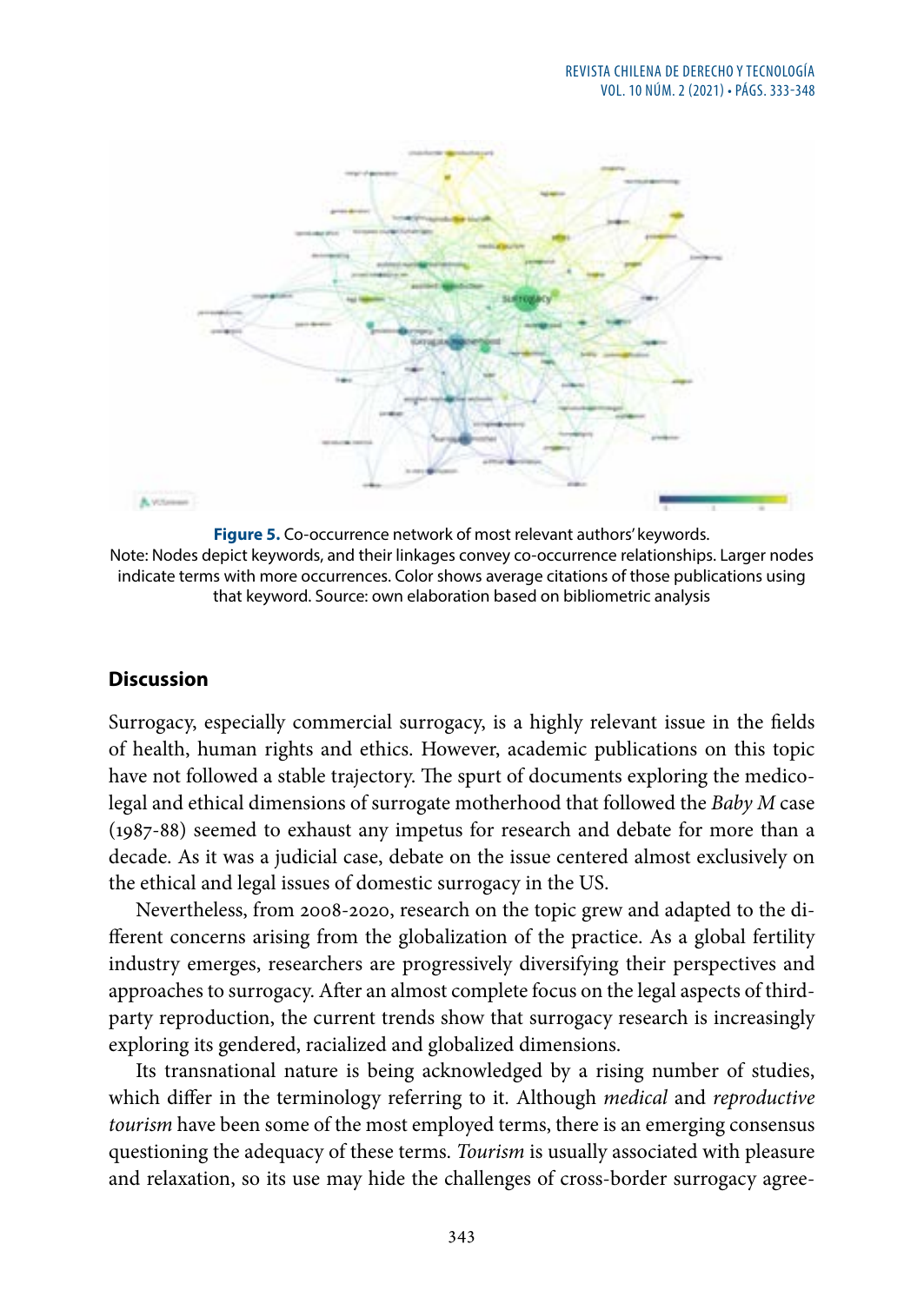**Figure 5.** Co-occurrence network of most relevant authors' keywords.
Note: Nodes depict keywords, and their linkages convey co-occurrence relationships. Larger nodes indicate terms with more occurrences. Color shows average citations of those publications using that keyword. Source: own elaboration based on bibliometric analysis

## Discussion

Surrogacy, especially commercial surrogacy, is a highly relevant issue in the fields of health, human rights and ethics. However, academic publications on this topic have not followed a stable trajectory. The spurt of documents exploring the medico-legal and ethical dimensions of surrogate motherhood that followed the *Baby M* case (1987-88) seemed to exhaust any impetus for research and debate for more than a decade. As it was a judicial case, debate on the issue centered almost exclusively on the ethical and legal issues of domestic surrogacy in the US.

Nevertheless, from 2008-2020, research on the topic grew and adapted to the different concerns arising from the globalization of the practice. As a global fertility industry emerges, researchers are progressively diversifying their perspectives and approaches to surrogacy. After an almost complete focus on the legal aspects of third-party reproduction, the current trends show that surrogacy research is increasingly exploring its gendered, racialized and globalized dimensions.

Its transnational nature is being acknowledged by a rising number of studies, which differ in the terminology referring to it. Although *medical* and *reproductive tourism* have been some of the most employed terms, there is an emerging consensus questioning the adequacy of these terms. *Tourism* is usually associated with pleasure and relaxation, so its use may hide the challenges of cross-border surrogacy agree-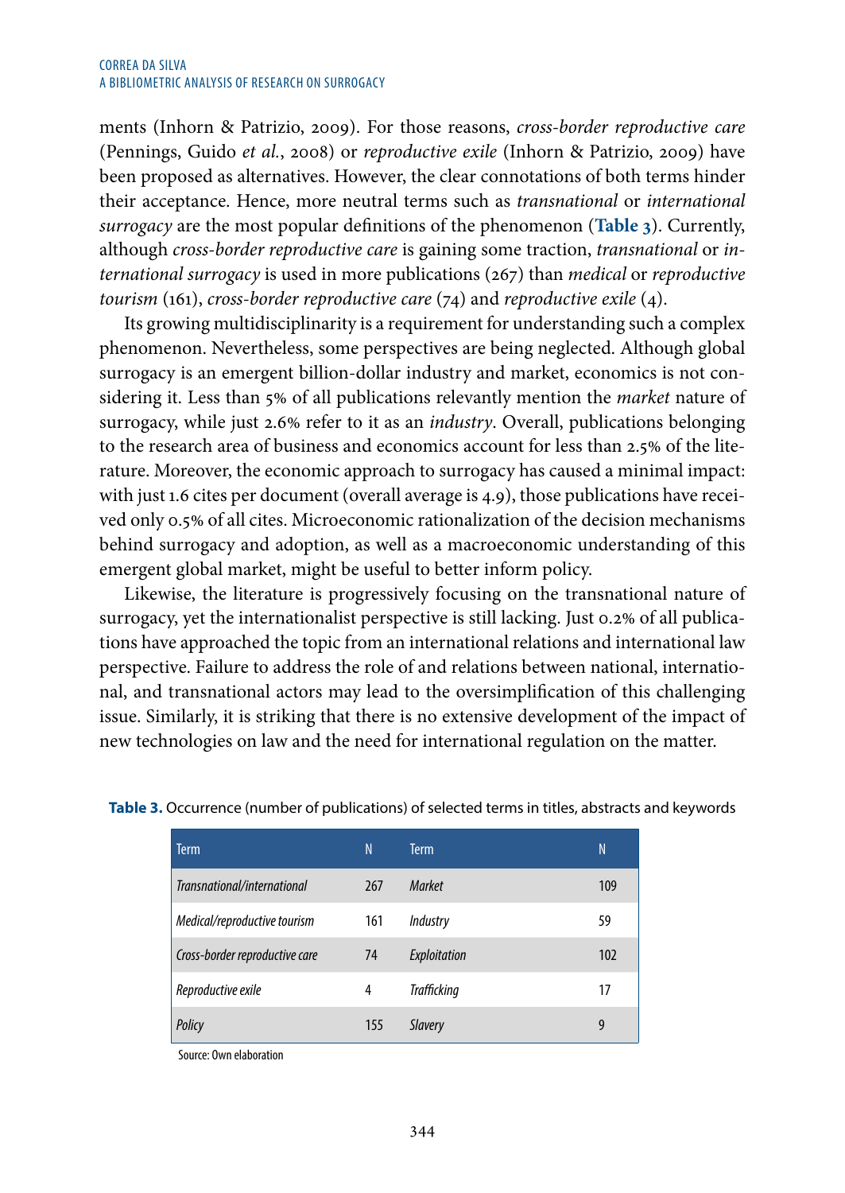ments (Inhorn & Patrizio, 2009). For those reasons, *cross-border reproductive care* (Pennings, Guido *et al.*, 2008) or *reproductive exile* (Inhorn & Patrizio, 2009) have been proposed as alternatives. However, the clear connotations of both terms hinder their acceptance. Hence, more neutral terms such as *transnational* or *international surrogacy* are the most popular definitions of the phenomenon (**Table 3**). Currently, although *cross-border reproductive care* is gaining some traction, *transnational* or *international surrogacy* is used in more publications (267) than *medical* or *reproductive tourism* (161), *cross-border reproductive care* (74) and *reproductive exile* (4).

Its growing multidisciplinarity is a requirement for understanding such a complex phenomenon. Nevertheless, some perspectives are being neglected. Although global surrogacy is an emergent billion-dollar industry and market, economics is not considering it. Less than 5% of all publications relevantly mention the *market* nature of surrogacy, while just 2.6% refer to it as an *industry*. Overall, publications belonging to the research area of business and economics account for less than 2.5% of the literature. Moreover, the economic approach to surrogacy has caused a minimal impact: with just 1.6 cites per document (overall average is 4.9), those publications have received only 0.5% of all cites. Microeconomic rationalization of the decision mechanisms behind surrogacy and adoption, as well as a macroeconomic understanding of this emergent global market, might be useful to better inform policy.

Likewise, the literature is progressively focusing on the transnational nature of surrogacy, yet the internationalist perspective is still lacking. Just 0.2% of all publications have approached the topic from an international relations and international law perspective. Failure to address the role of and relations between national, international, and transnational actors may lead to the oversimplification of this challenging issue. Similarly, it is striking that there is no extensive development of the impact of new technologies on law and the need for international regulation on the matter.

**Table 3.** Occurrence (number of publications) of selected terms in titles, abstracts and keywords

| Term | N | Term | N |
|---|---|---|---|
| *Transnational/international* | 267 | *Market* | 109 |
| *Medical/reproductive tourism* | 161 | *Industry* | 59 |
| *Cross-border reproductive care* | 74 | *Exploitation* | 102 |
| *Reproductive exile* | 4 | *Trafficking* | 17 |
| *Policy* | 155 | *Slavery* | 9 |

Source: Own elaboration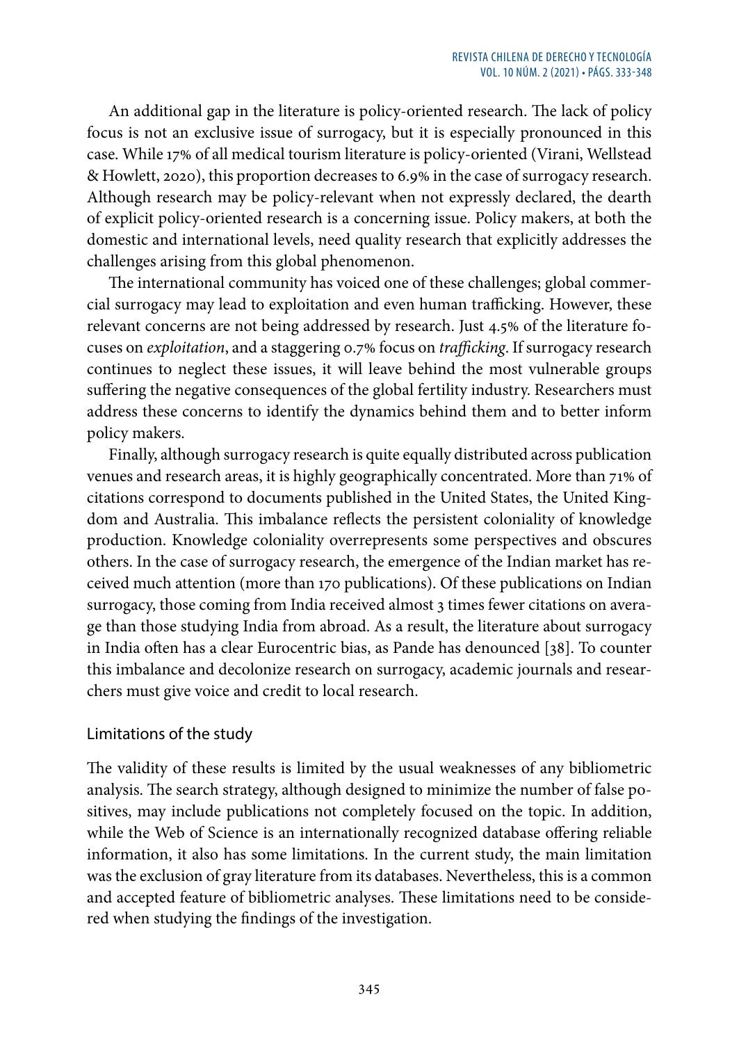An additional gap in the literature is policy-oriented research. The lack of policy focus is not an exclusive issue of surrogacy, but it is especially pronounced in this case. While 17% of all medical tourism literature is policy-oriented (Virani, Wellstead & Howlett, 2020), this proportion decreases to 6.9% in the case of surrogacy research. Although research may be policy-relevant when not expressly declared, the dearth of explicit policy-oriented research is a concerning issue. Policy makers, at both the domestic and international levels, need quality research that explicitly addresses the challenges arising from this global phenomenon.

The international community has voiced one of these challenges; global commercial surrogacy may lead to exploitation and even human trafficking. However, these relevant concerns are not being addressed by research. Just 4.5% of the literature focuses on *exploitation*, and a staggering 0.7% focus on *trafficking*. If surrogacy research continues to neglect these issues, it will leave behind the most vulnerable groups suffering the negative consequences of the global fertility industry. Researchers must address these concerns to identify the dynamics behind them and to better inform policy makers.

Finally, although surrogacy research is quite equally distributed across publication venues and research areas, it is highly geographically concentrated. More than 71% of citations correspond to documents published in the United States, the United Kingdom and Australia. This imbalance reflects the persistent coloniality of knowledge production. Knowledge coloniality overrepresents some perspectives and obscures others. In the case of surrogacy research, the emergence of the Indian market has received much attention (more than 170 publications). Of these publications on Indian surrogacy, those coming from India received almost 3 times fewer citations on average than those studying India from abroad. As a result, the literature about surrogacy in India often has a clear Eurocentric bias, as Pande has denounced [38]. To counter this imbalance and decolonize research on surrogacy, academic journals and researchers must give voice and credit to local research.

## Limitations of the study

The validity of these results is limited by the usual weaknesses of any bibliometric analysis. The search strategy, although designed to minimize the number of false positives, may include publications not completely focused on the topic. In addition, while the Web of Science is an internationally recognized database offering reliable information, it also has some limitations. In the current study, the main limitation was the exclusion of gray literature from its databases. Nevertheless, this is a common and accepted feature of bibliometric analyses. These limitations need to be considered when studying the findings of the investigation.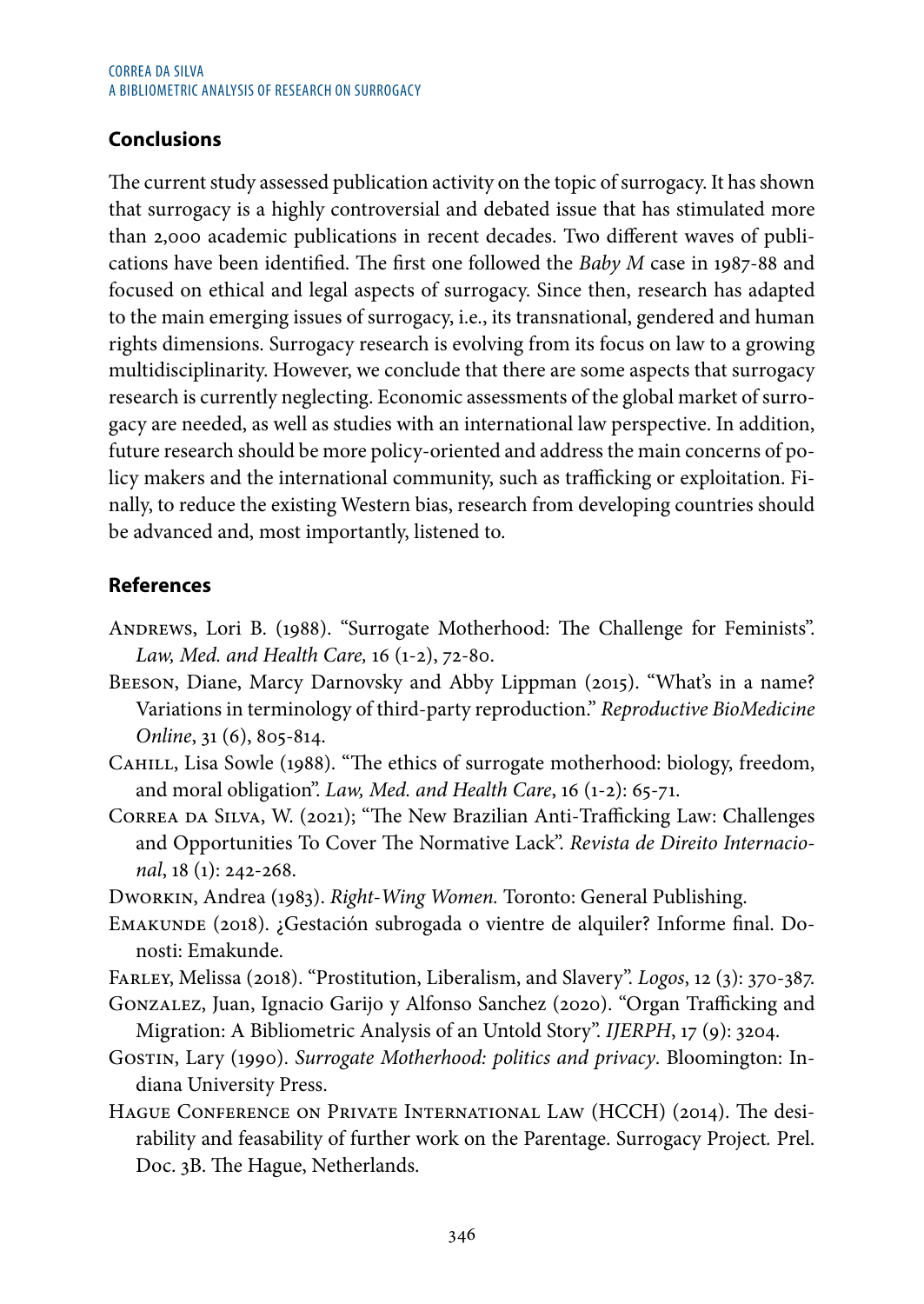## Conclusions

The current study assessed publication activity on the topic of surrogacy. It has shown that surrogacy is a highly controversial and debated issue that has stimulated more than 2,000 academic publications in recent decades. Two different waves of publications have been identified. The first one followed the *Baby M* case in 1987-88 and focused on ethical and legal aspects of surrogacy. Since then, research has adapted to the main emerging issues of surrogacy, i.e., its transnational, gendered and human rights dimensions. Surrogacy research is evolving from its focus on law to a growing multidisciplinarity. However, we conclude that there are some aspects that surrogacy research is currently neglecting. Economic assessments of the global market of surrogacy are needed, as well as studies with an international law perspective. In addition, future research should be more policy-oriented and address the main concerns of policy makers and the international community, such as trafficking or exploitation. Finally, to reduce the existing Western bias, research from developing countries should be advanced and, most importantly, listened to.

## References

Andrews, Lori B. (1988). "Surrogate Motherhood: The Challenge for Feminists". *Law, Med. and Health Care,* 16 (1-2), 72-80.

Beeson, Diane, Marcy Darnovsky and Abby Lippman (2015). "What's in a name? Variations in terminology of third-party reproduction." *Reproductive BioMedicine Online*, 31 (6), 805-814.

Cahill, Lisa Sowle (1988). "The ethics of surrogate motherhood: biology, freedom, and moral obligation". *Law, Med. and Health Care*, 16 (1-2): 65-71.

Correa da Silva, W. (2021); "The New Brazilian Anti-Trafficking Law: Challenges and Opportunities To Cover The Normative Lack". *Revista de Direito Internacional*, 18 (1): 242-268.

Dworkin, Andrea (1983). *Right-Wing Women.* Toronto: General Publishing.

Emakunde (2018). ¿Gestación subrogada o vientre de alquiler? Informe final. Donosti: Emakunde.

Farley, Melissa (2018). "Prostitution, Liberalism, and Slavery". *Logos*, 12 (3): 370-387.

Gonzalez, Juan, Ignacio Garijo y Alfonso Sanchez (2020). "Organ Trafficking and Migration: A Bibliometric Analysis of an Untold Story". *IJERPH*, 17 (9): 3204.

Gostin, Lary (1990). *Surrogate Motherhood: politics and privacy*. Bloomington: Indiana University Press.

Hague Conference on Private International Law (HCCH) (2014). The desirability and feasability of further work on the Parentage. Surrogacy Project. Prel. Doc. 3B. The Hague, Netherlands.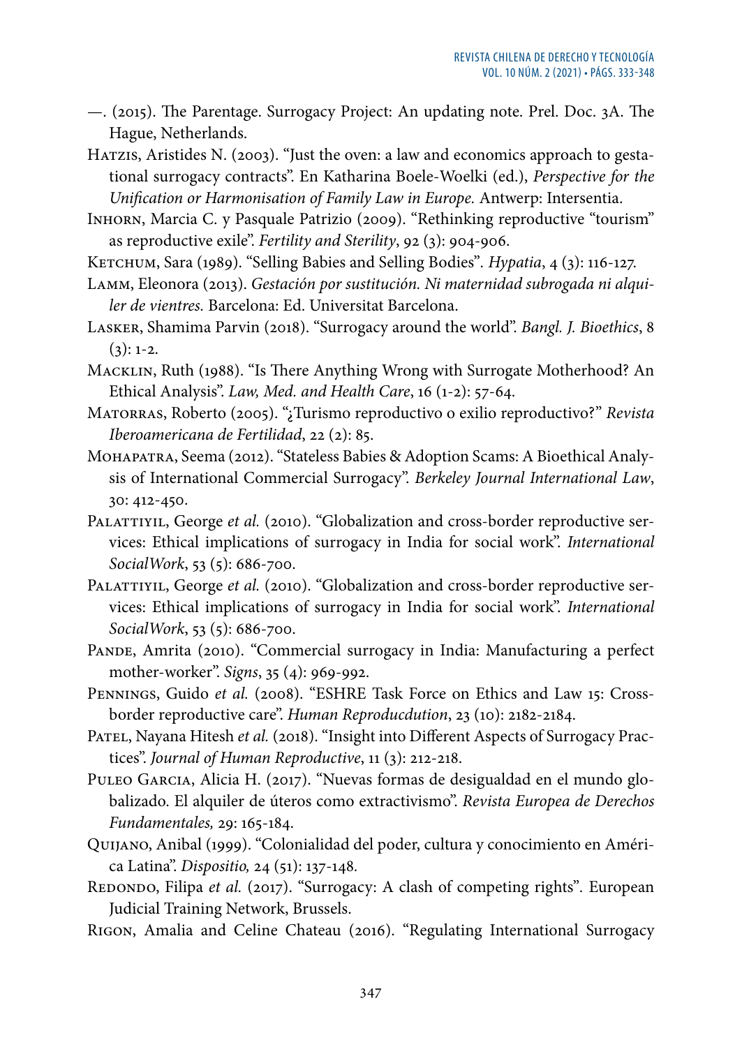—. (2015). The Parentage. Surrogacy Project: An updating note. Prel. Doc. 3A. The Hague, Netherlands.

Hatzis, Aristides N. (2003). "Just the oven: a law and economics approach to gestational surrogacy contracts". En Katharina Boele-Woelki (ed.), *Perspective for the Unification or Harmonisation of Family Law in Europe.* Antwerp: Intersentia.

Inhorn, Marcia C. y Pasquale Patrizio (2009). "Rethinking reproductive "tourism" as reproductive exile". *Fertility and Sterility*, 92 (3): 904-906.

Ketchum, Sara (1989). "Selling Babies and Selling Bodies". *Hypatia*, 4 (3): 116-127.

Lamm, Eleonora (2013). *Gestación por sustitución. Ni maternidad subrogada ni alquiler de vientres.* Barcelona: Ed. Universitat Barcelona.

Lasker, Shamima Parvin (2018). "Surrogacy around the world". *Bangl. J. Bioethics*, 8 (3): 1-2.

Macklin, Ruth (1988). "Is There Anything Wrong with Surrogate Motherhood? An Ethical Analysis". *Law, Med. and Health Care*, 16 (1-2): 57-64.

Matorras, Roberto (2005). "¿Turismo reproductivo o exilio reproductivo?" *Revista Iberoamericana de Fertilidad*, 22 (2): 85.

Mohapatra, Seema (2012). "Stateless Babies & Adoption Scams: A Bioethical Analysis of International Commercial Surrogacy". *Berkeley Journal International Law*, 30: 412-450.

Palattiyil, George *et al.* (2010). "Globalization and cross-border reproductive services: Ethical implications of surrogacy in India for social work". *International SocialWork*, 53 (5): 686-700.

Palattiyil, George *et al.* (2010). "Globalization and cross-border reproductive services: Ethical implications of surrogacy in India for social work". *International SocialWork*, 53 (5): 686-700.

Pande, Amrita (2010). "Commercial surrogacy in India: Manufacturing a perfect mother-worker". *Signs*, 35 (4): 969-992.

Pennings, Guido *et al.* (2008). "ESHRE Task Force on Ethics and Law 15: Cross-border reproductive care". *Human Reproducdution*, 23 (10): 2182-2184.

Patel, Nayana Hitesh *et al.* (2018). "Insight into Different Aspects of Surrogacy Practices". *Journal of Human Reproductive*, 11 (3): 212-218.

Puleo Garcia, Alicia H. (2017). "Nuevas formas de desigualdad en el mundo globalizado. El alquiler de úteros como extractivismo". *Revista Europea de Derechos Fundamentales,* 29: 165-184.

Quijano, Anibal (1999). "Colonialidad del poder, cultura y conocimiento en América Latina". *Dispositio,* 24 (51): 137-148.

Redondo, Filipa *et al.* (2017). "Surrogacy: A clash of competing rights". European Judicial Training Network, Brussels.

Rigon, Amalia and Celine Chateau (2016). "Regulating International Surrogacy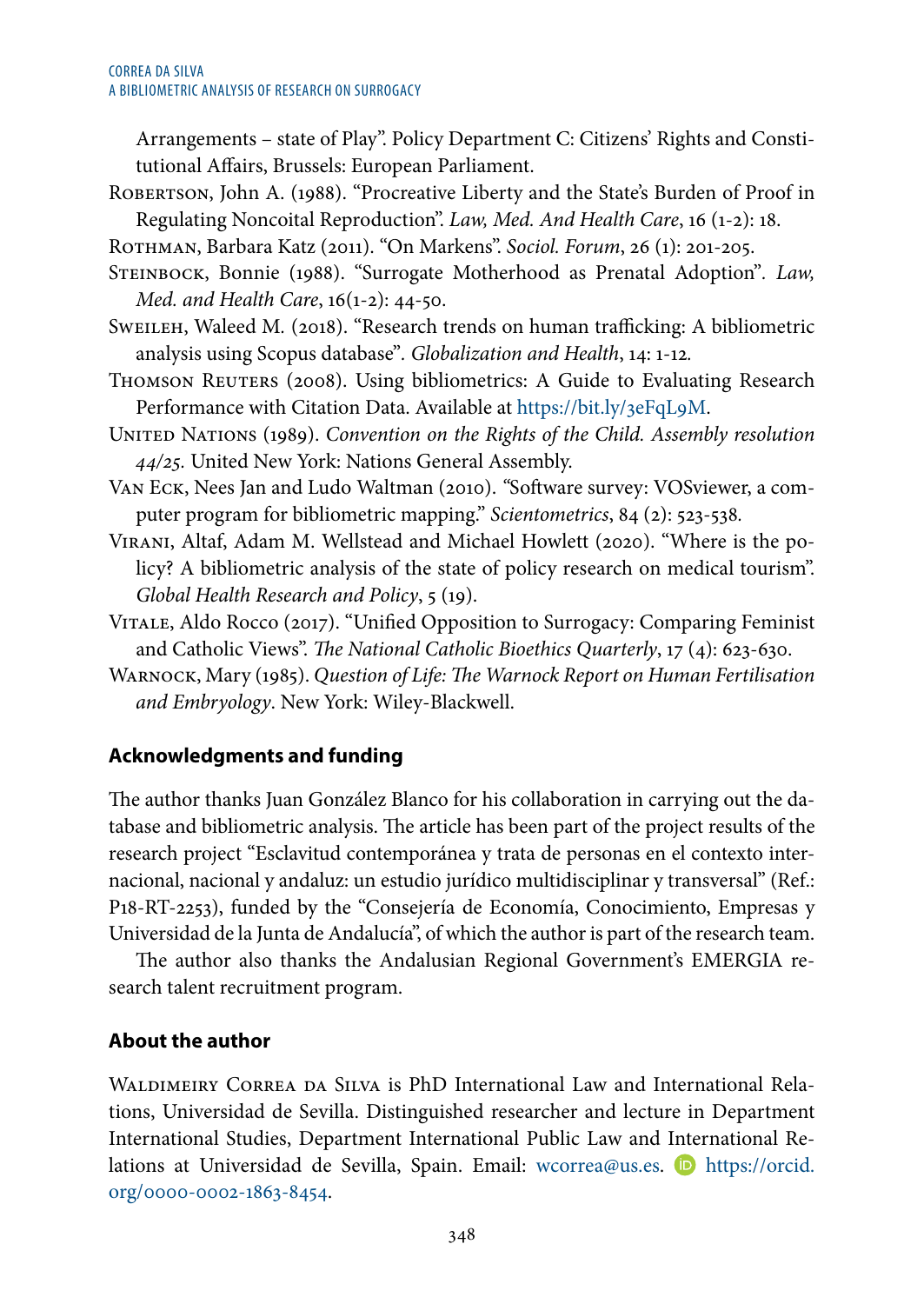Arrangements – state of Play". Policy Department C: Citizens' Rights and Constitutional Affairs, Brussels: European Parliament.

Robertson, John A. (1988). "Procreative Liberty and the State's Burden of Proof in Regulating Noncoital Reproduction". *Law, Med. And Health Care*, 16 (1-2): 18.

Rothman, Barbara Katz (2011). "On Markens". *Sociol. Forum*, 26 (1): 201-205.

Steinbock, Bonnie (1988). "Surrogate Motherhood as Prenatal Adoption". *Law, Med. and Health Care*, 16(1-2): 44-50.

Sweileh, Waleed M. (2018). "Research trends on human trafficking: A bibliometric analysis using Scopus database". *Globalization and Health*, 14: 1-12.

Thomson Reuters (2008). Using bibliometrics: A Guide to Evaluating Research Performance with Citation Data. Available at https://bit.ly/3eFqL9M.

United Nations (1989). *Convention on the Rights of the Child. Assembly resolution 44/25.* United New York: Nations General Assembly.

Van Eck, Nees Jan and Ludo Waltman (2010). "Software survey: VOSviewer, a computer program for bibliometric mapping." *Scientometrics*, 84 (2): 523-538.

Virani, Altaf, Adam M. Wellstead and Michael Howlett (2020). "Where is the policy? A bibliometric analysis of the state of policy research on medical tourism". *Global Health Research and Policy*, 5 (19).

Vitale, Aldo Rocco (2017). "Unified Opposition to Surrogacy: Comparing Feminist and Catholic Views". *The National Catholic Bioethics Quarterly*, 17 (4): 623-630.

Warnock, Mary (1985). *Question of Life: The Warnock Report on Human Fertilisation and Embryology*. New York: Wiley-Blackwell.

## Acknowledgments and funding

The author thanks Juan González Blanco for his collaboration in carrying out the database and bibliometric analysis. The article has been part of the project results of the research project "Esclavitud contemporánea y trata de personas en el contexto internacional, nacional y andaluz: un estudio jurídico multidisciplinar y transversal" (Ref.: P18-RT-2253), funded by the "Consejería de Economía, Conocimiento, Empresas y Universidad de la Junta de Andalucía", of which the author is part of the research team.

The author also thanks the Andalusian Regional Government's EMERGIA research talent recruitment program.

## About the author

Waldimeiry Correa da Silva is PhD International Law and International Relations, Universidad de Sevilla. Distinguished researcher and lecture in Department International Studies, Department International Public Law and International Relations at Universidad de Sevilla, Spain. Email: wcorrea@us.es. https://orcid.org/0000-0002-1863-8454.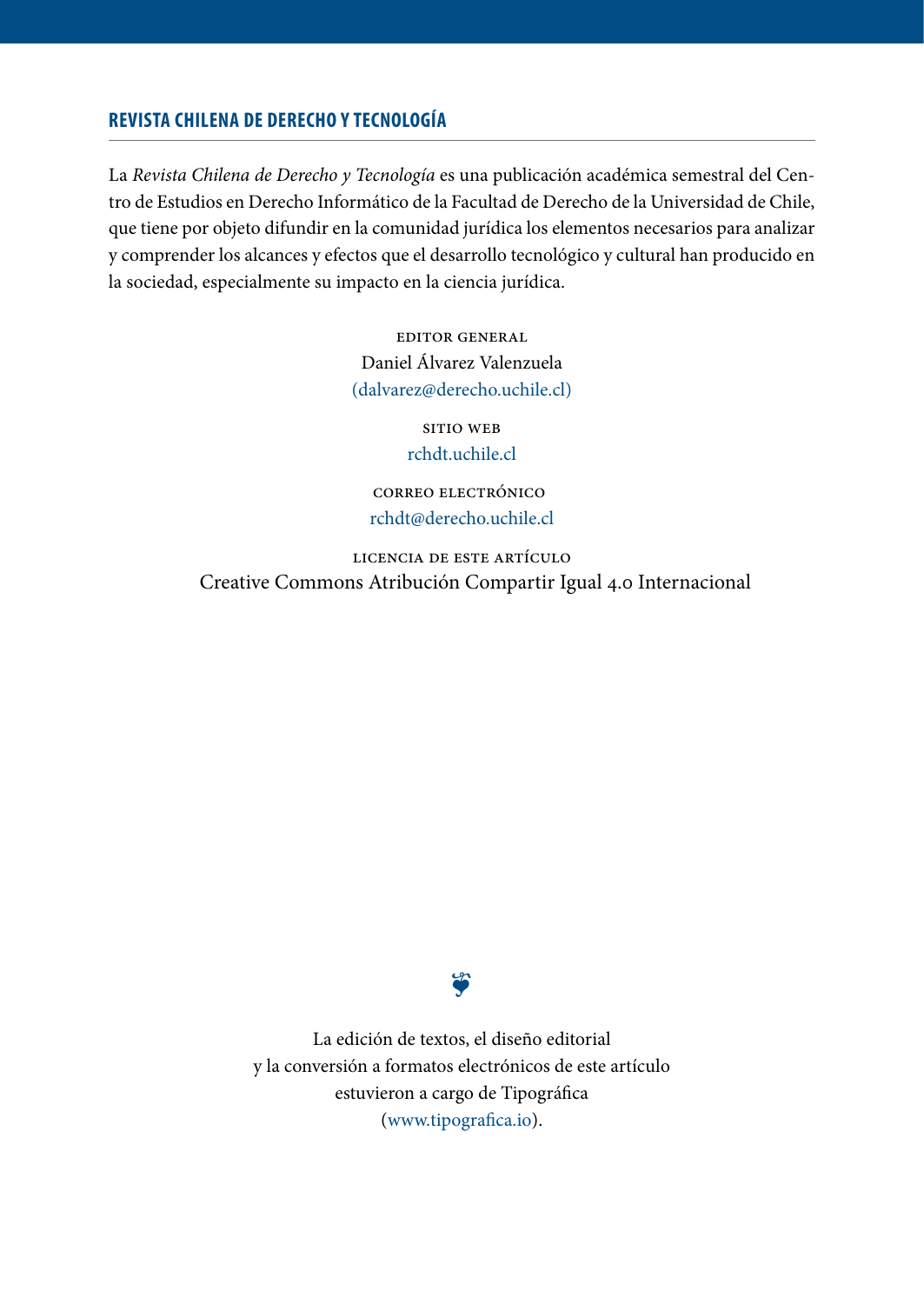## REVISTA CHILENA DE DERECHO Y TECNOLOGÍA

La *Revista Chilena de Derecho y Tecnología* es una publicación académica semestral del Centro de Estudios en Derecho Informático de la Facultad de Derecho de la Universidad de Chile, que tiene por objeto difundir en la comunidad jurídica los elementos necesarios para analizar y comprender los alcances y efectos que el desarrollo tecnológico y cultural han producido en la sociedad, especialmente su impacto en la ciencia jurídica.

EDITOR GENERAL
Daniel Álvarez Valenzuela
(dalvarez@derecho.uchile.cl)

SITIO WEB
rchdt.uchile.cl

CORREO ELECTRÓNICO
rchdt@derecho.uchile.cl

LICENCIA DE ESTE ARTÍCULO
Creative Commons Atribución Compartir Igual 4.0 Internacional

La edición de textos, el diseño editorial
y la conversión a formatos electrónicos de este artículo
estuvieron a cargo de Tipográfica
(www.tipografica.io).